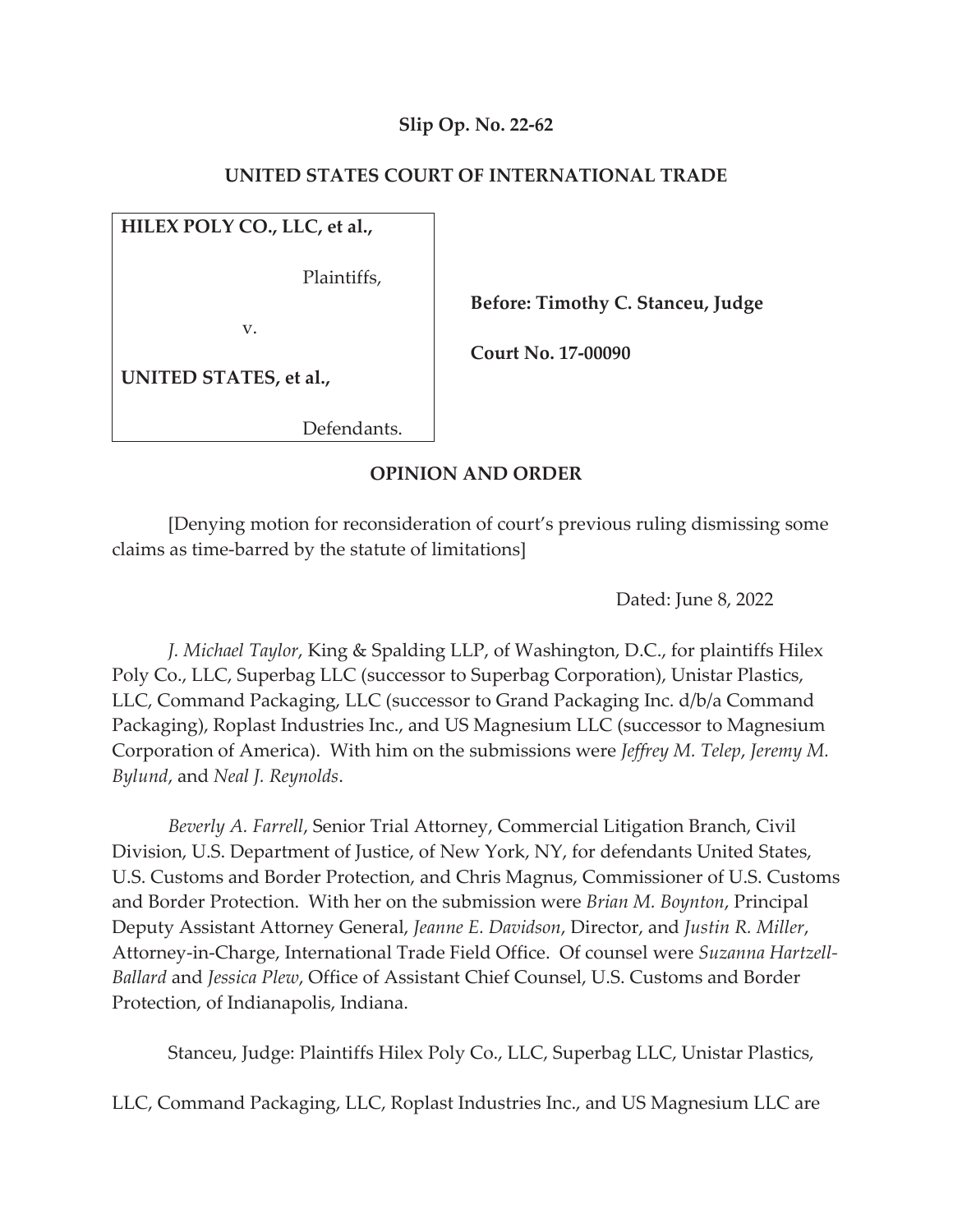**Slip Op. No. 22-62**

**UNITED STATES COURT OF INTERNATIONAL TRADE**

| | |
|---|---|
| **HILEX POLY CO., LLC, et al.,**<br><br>Plaintiffs,<br><br>v.<br><br>**UNITED STATES, et al.,**<br><br>Defendants. | **Before: Timothy C. Stanceu, Judge**<br><br>**Court No. 17-00090** |

**OPINION AND ORDER**

[Denying motion for reconsideration of court's previous ruling dismissing some claims as time-barred by the statute of limitations]

Dated: June 8, 2022

*J. Michael Taylor*, King & Spalding LLP, of Washington, D.C., for plaintiffs Hilex Poly Co., LLC, Superbag LLC (successor to Superbag Corporation), Unistar Plastics, LLC, Command Packaging, LLC (successor to Grand Packaging Inc. d/b/a Command Packaging), Roplast Industries Inc., and US Magnesium LLC (successor to Magnesium Corporation of America). With him on the submissions were *Jeffrey M. Telep*, *Jeremy M. Bylund*, and *Neal J. Reynolds*.

*Beverly A. Farrell*, Senior Trial Attorney, Commercial Litigation Branch, Civil Division, U.S. Department of Justice, of New York, NY, for defendants United States, U.S. Customs and Border Protection, and Chris Magnus, Commissioner of U.S. Customs and Border Protection. With her on the submission were *Brian M. Boynton*, Principal Deputy Assistant Attorney General, *Jeanne E. Davidson*, Director, and *Justin R. Miller*, Attorney-in-Charge, International Trade Field Office. Of counsel were *Suzanna Hartzell-Ballard* and *Jessica Plew*, Office of Assistant Chief Counsel, U.S. Customs and Border Protection, of Indianapolis, Indiana.

Stanceu, Judge: Plaintiffs Hilex Poly Co., LLC, Superbag LLC, Unistar Plastics, LLC, Command Packaging, LLC, Roplast Industries Inc., and US Magnesium LLC are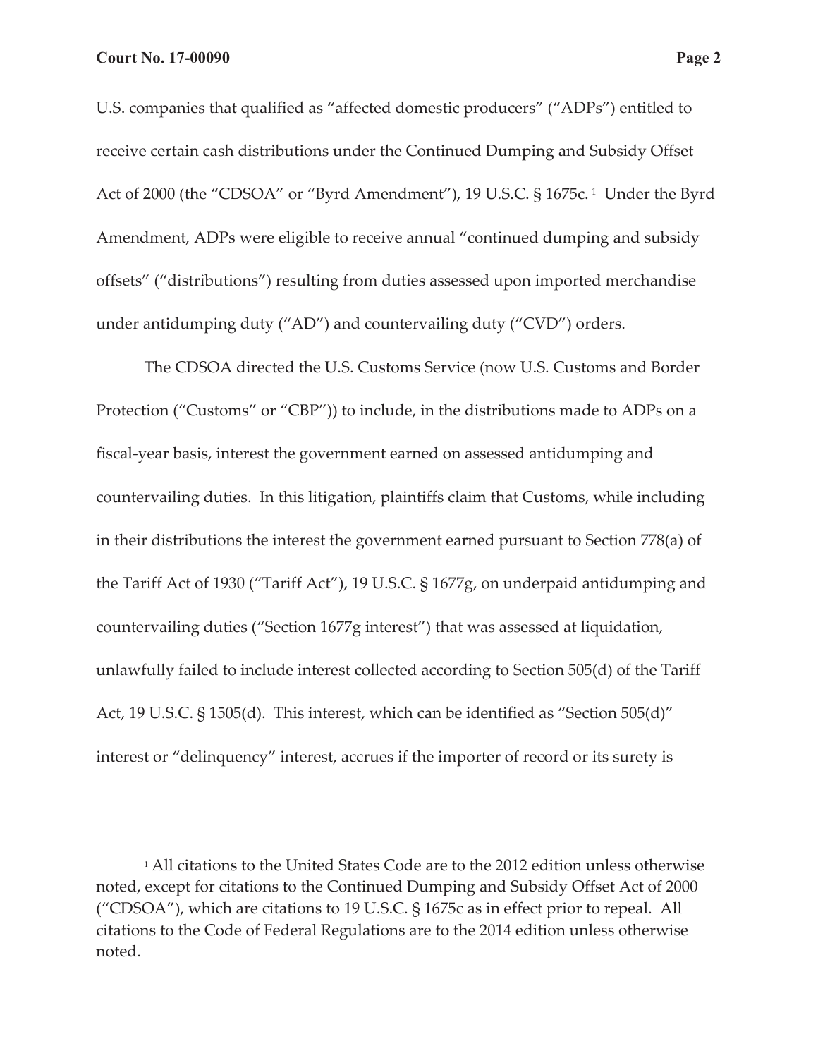U.S. companies that qualified as "affected domestic producers" ("ADPs") entitled to receive certain cash distributions under the Continued Dumping and Subsidy Offset Act of 2000 (the "CDSOA" or "Byrd Amendment"), 19 U.S.C. § 1675c.[1] Under the Byrd Amendment, ADPs were eligible to receive annual "continued dumping and subsidy offsets" ("distributions") resulting from duties assessed upon imported merchandise under antidumping duty ("AD") and countervailing duty ("CVD") orders.

The CDSOA directed the U.S. Customs Service (now U.S. Customs and Border Protection ("Customs" or "CBP")) to include, in the distributions made to ADPs on a fiscal-year basis, interest the government earned on assessed antidumping and countervailing duties. In this litigation, plaintiffs claim that Customs, while including in their distributions the interest the government earned pursuant to Section 778(a) of the Tariff Act of 1930 ("Tariff Act"), 19 U.S.C. § 1677g, on underpaid antidumping and countervailing duties ("Section 1677g interest") that was assessed at liquidation, unlawfully failed to include interest collected according to Section 505(d) of the Tariff Act, 19 U.S.C. § 1505(d). This interest, which can be identified as "Section 505(d)" interest or "delinquency" interest, accrues if the importer of record or its surety is

[1] All citations to the United States Code are to the 2012 edition unless otherwise noted, except for citations to the Continued Dumping and Subsidy Offset Act of 2000 ("CDSOA"), which are citations to 19 U.S.C. § 1675c as in effect prior to repeal. All citations to the Code of Federal Regulations are to the 2014 edition unless otherwise noted.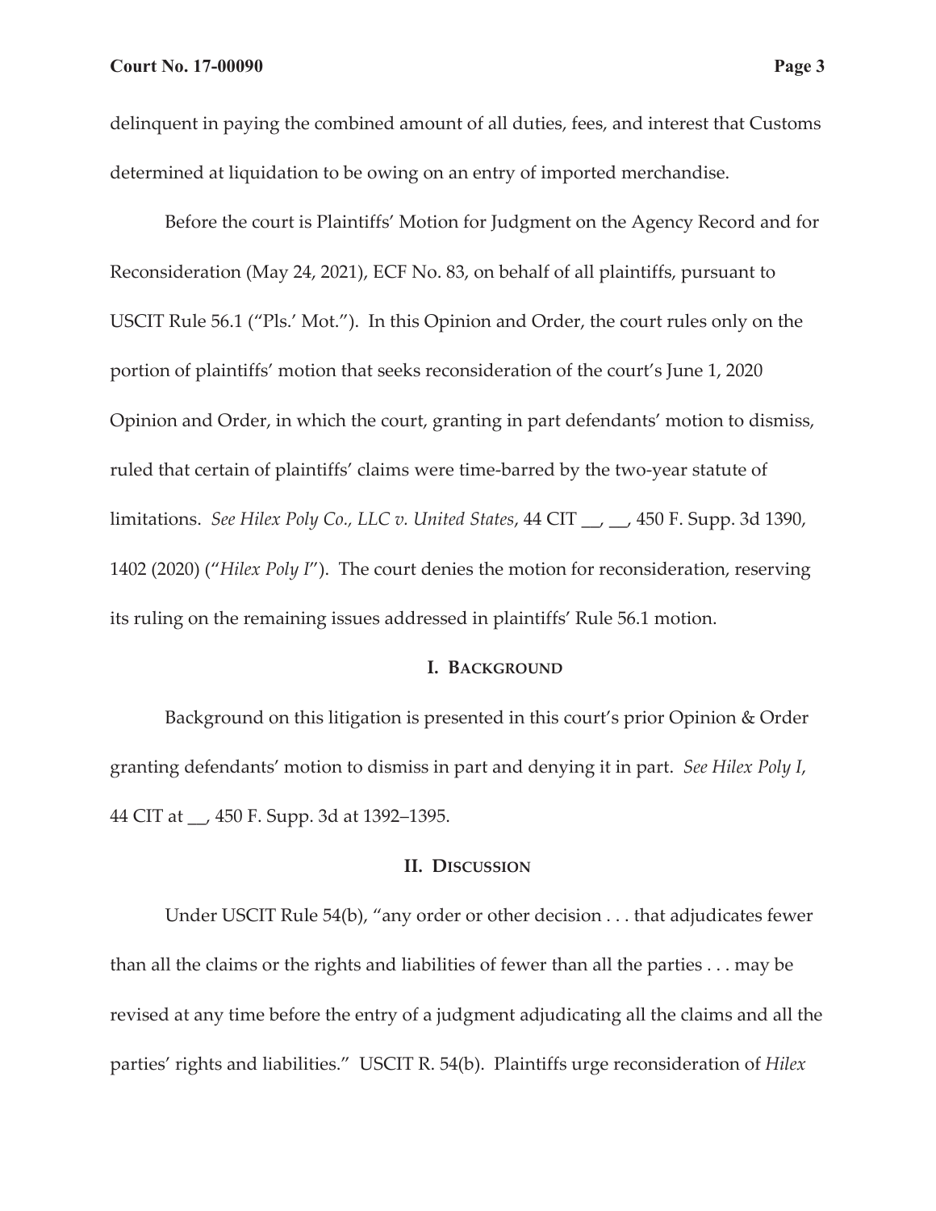delinquent in paying the combined amount of all duties, fees, and interest that Customs determined at liquidation to be owing on an entry of imported merchandise.

Before the court is Plaintiffs' Motion for Judgment on the Agency Record and for Reconsideration (May 24, 2021), ECF No. 83, on behalf of all plaintiffs, pursuant to USCIT Rule 56.1 ("Pls.' Mot."). In this Opinion and Order, the court rules only on the portion of plaintiffs' motion that seeks reconsideration of the court's June 1, 2020 Opinion and Order, in which the court, granting in part defendants' motion to dismiss, ruled that certain of plaintiffs' claims were time-barred by the two-year statute of limitations. *See Hilex Poly Co., LLC v. United States*, 44 CIT __, __, 450 F. Supp. 3d 1390, 1402 (2020) ("*Hilex Poly I*"). The court denies the motion for reconsideration, reserving its ruling on the remaining issues addressed in plaintiffs' Rule 56.1 motion.

## I. Background

Background on this litigation is presented in this court's prior Opinion & Order granting defendants' motion to dismiss in part and denying it in part. *See Hilex Poly I*, 44 CIT at __, 450 F. Supp. 3d at 1392–1395.

## II. Discussion

Under USCIT Rule 54(b), "any order or other decision . . . that adjudicates fewer than all the claims or the rights and liabilities of fewer than all the parties . . . may be revised at any time before the entry of a judgment adjudicating all the claims and all the parties' rights and liabilities." USCIT R. 54(b). Plaintiffs urge reconsideration of *Hilex*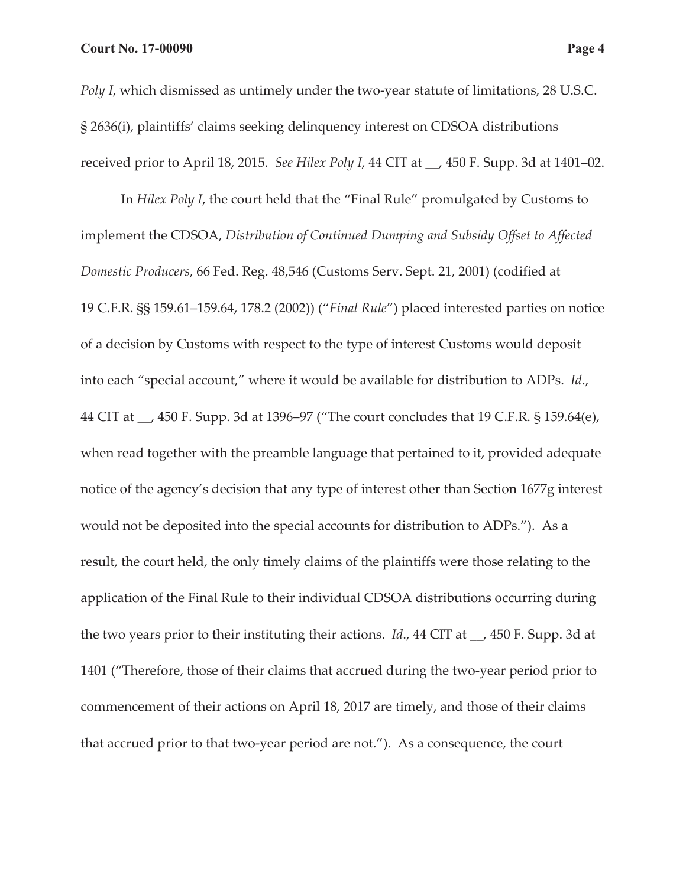*Poly I*, which dismissed as untimely under the two-year statute of limitations, 28 U.S.C. § 2636(i), plaintiffs' claims seeking delinquency interest on CDSOA distributions received prior to April 18, 2015. *See Hilex Poly I*, 44 CIT at __, 450 F. Supp. 3d at 1401–02.

In *Hilex Poly I*, the court held that the "Final Rule" promulgated by Customs to implement the CDSOA, *Distribution of Continued Dumping and Subsidy Offset to Affected Domestic Producers*, 66 Fed. Reg. 48,546 (Customs Serv. Sept. 21, 2001) (codified at 19 C.F.R. §§ 159.61–159.64, 178.2 (2002)) ("*Final Rule*") placed interested parties on notice of a decision by Customs with respect to the type of interest Customs would deposit into each "special account," where it would be available for distribution to ADPs. *Id*., 44 CIT at __, 450 F. Supp. 3d at 1396–97 ("The court concludes that 19 C.F.R. § 159.64(e), when read together with the preamble language that pertained to it, provided adequate notice of the agency's decision that any type of interest other than Section 1677g interest would not be deposited into the special accounts for distribution to ADPs."). As a result, the court held, the only timely claims of the plaintiffs were those relating to the application of the Final Rule to their individual CDSOA distributions occurring during the two years prior to their instituting their actions. *Id*., 44 CIT at __, 450 F. Supp. 3d at 1401 ("Therefore, those of their claims that accrued during the two-year period prior to commencement of their actions on April 18, 2017 are timely, and those of their claims that accrued prior to that two-year period are not."). As a consequence, the court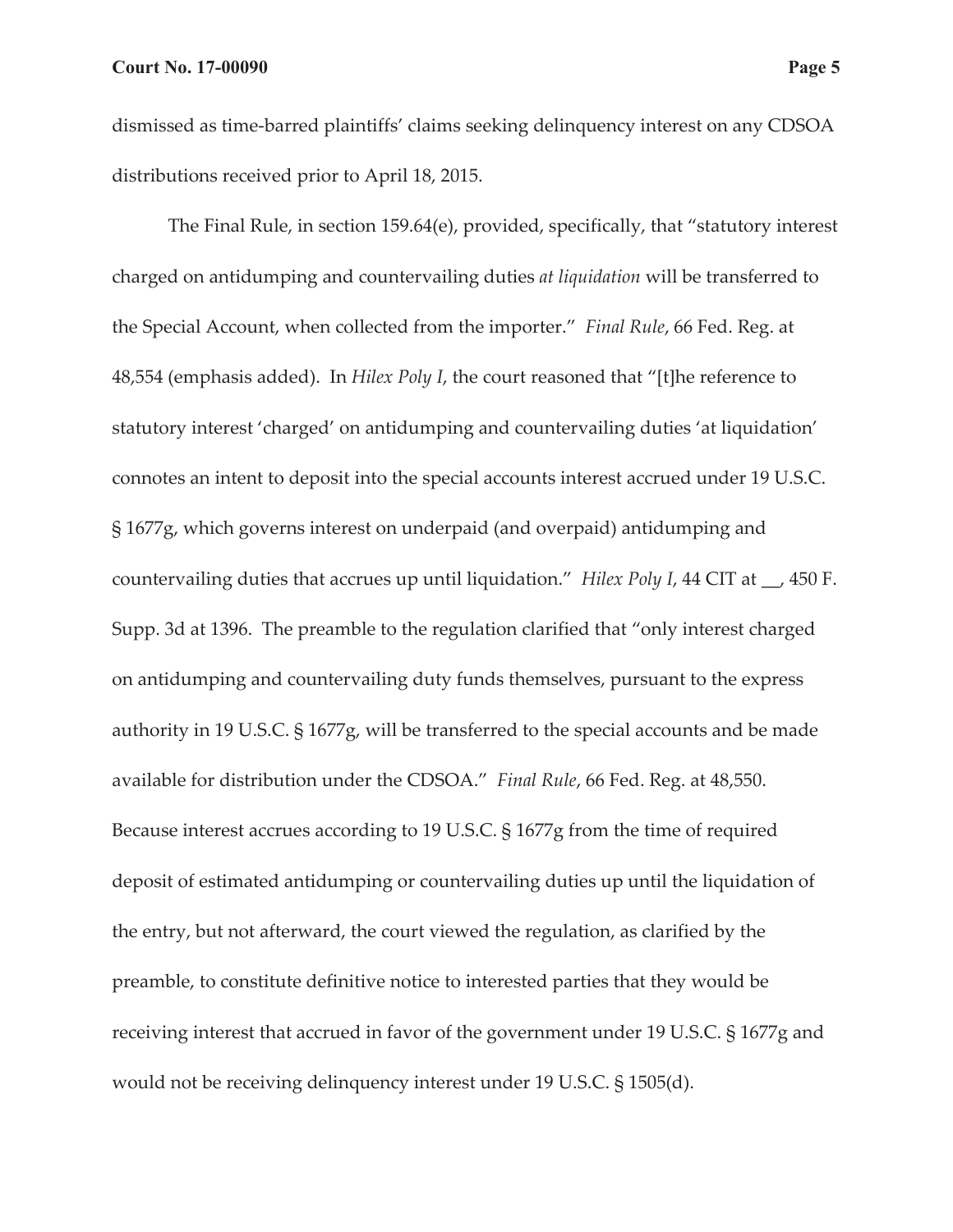dismissed as time-barred plaintiffs' claims seeking delinquency interest on any CDSOA distributions received prior to April 18, 2015.

The Final Rule, in section 159.64(e), provided, specifically, that "statutory interest charged on antidumping and countervailing duties *at liquidation* will be transferred to the Special Account, when collected from the importer." *Final Rule*, 66 Fed. Reg. at 48,554 (emphasis added). In *Hilex Poly I*, the court reasoned that "[t]he reference to statutory interest 'charged' on antidumping and countervailing duties 'at liquidation' connotes an intent to deposit into the special accounts interest accrued under 19 U.S.C. § 1677g, which governs interest on underpaid (and overpaid) antidumping and countervailing duties that accrues up until liquidation." *Hilex Poly I*, 44 CIT at __, 450 F. Supp. 3d at 1396. The preamble to the regulation clarified that "only interest charged on antidumping and countervailing duty funds themselves, pursuant to the express authority in 19 U.S.C. § 1677g, will be transferred to the special accounts and be made available for distribution under the CDSOA." *Final Rule*, 66 Fed. Reg. at 48,550. Because interest accrues according to 19 U.S.C. § 1677g from the time of required deposit of estimated antidumping or countervailing duties up until the liquidation of the entry, but not afterward, the court viewed the regulation, as clarified by the preamble, to constitute definitive notice to interested parties that they would be receiving interest that accrued in favor of the government under 19 U.S.C. § 1677g and would not be receiving delinquency interest under 19 U.S.C. § 1505(d).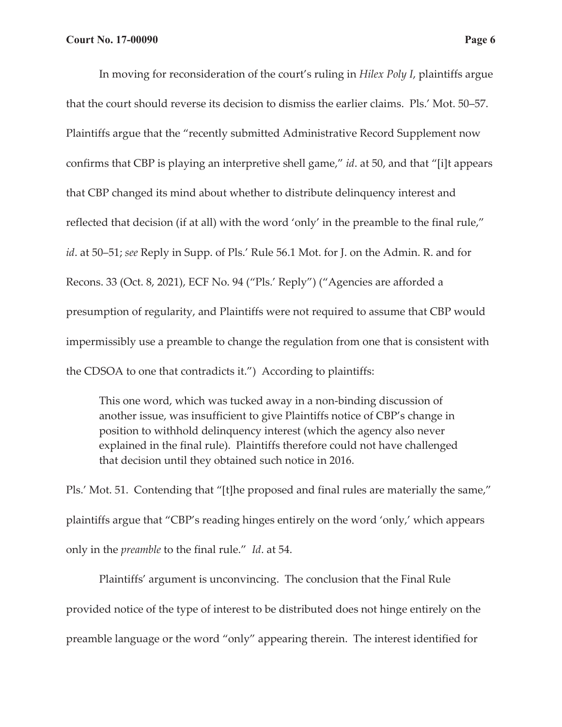In moving for reconsideration of the court's ruling in *Hilex Poly I*, plaintiffs argue that the court should reverse its decision to dismiss the earlier claims. Pls.' Mot. 50–57. Plaintiffs argue that the "recently submitted Administrative Record Supplement now confirms that CBP is playing an interpretive shell game," *id*. at 50, and that "[i]t appears that CBP changed its mind about whether to distribute delinquency interest and reflected that decision (if at all) with the word 'only' in the preamble to the final rule," *id*. at 50–51; *see* Reply in Supp. of Pls.' Rule 56.1 Mot. for J. on the Admin. R. and for Recons. 33 (Oct. 8, 2021), ECF No. 94 ("Pls.' Reply") ("Agencies are afforded a presumption of regularity, and Plaintiffs were not required to assume that CBP would impermissibly use a preamble to change the regulation from one that is consistent with the CDSOA to one that contradicts it.") According to plaintiffs:

> This one word, which was tucked away in a non-binding discussion of another issue, was insufficient to give Plaintiffs notice of CBP's change in position to withhold delinquency interest (which the agency also never explained in the final rule). Plaintiffs therefore could not have challenged that decision until they obtained such notice in 2016.

Pls.' Mot. 51. Contending that "[t]he proposed and final rules are materially the same," plaintiffs argue that "CBP's reading hinges entirely on the word 'only,' which appears only in the *preamble* to the final rule." *Id*. at 54.

Plaintiffs' argument is unconvincing. The conclusion that the Final Rule provided notice of the type of interest to be distributed does not hinge entirely on the preamble language or the word "only" appearing therein. The interest identified for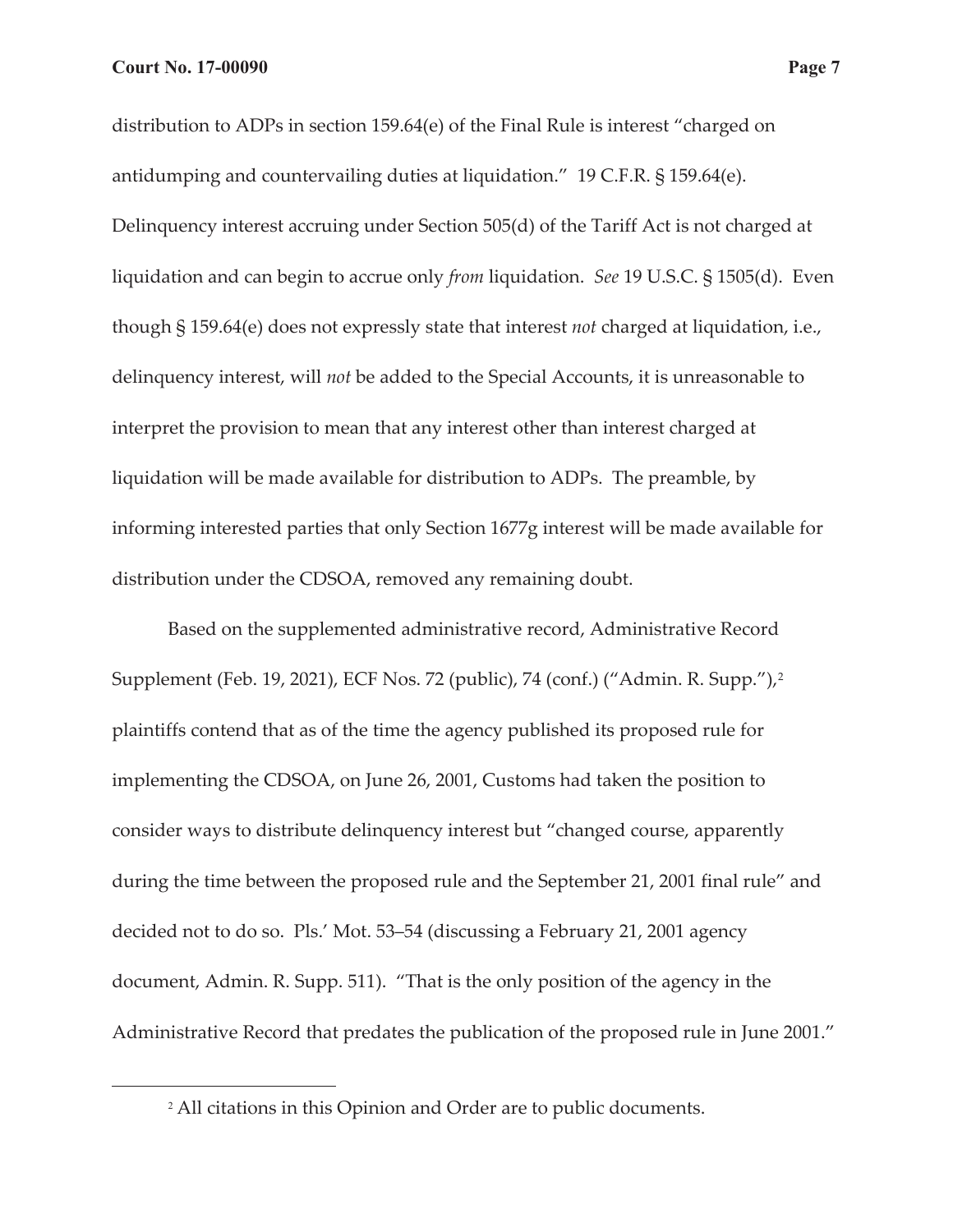distribution to ADPs in section 159.64(e) of the Final Rule is interest "charged on antidumping and countervailing duties at liquidation." 19 C.F.R. § 159.64(e). Delinquency interest accruing under Section 505(d) of the Tariff Act is not charged at liquidation and can begin to accrue only *from* liquidation. *See* 19 U.S.C. § 1505(d). Even though § 159.64(e) does not expressly state that interest *not* charged at liquidation, i.e., delinquency interest, will *not* be added to the Special Accounts, it is unreasonable to interpret the provision to mean that any interest other than interest charged at liquidation will be made available for distribution to ADPs. The preamble, by informing interested parties that only Section 1677g interest will be made available for distribution under the CDSOA, removed any remaining doubt.

Based on the supplemented administrative record, Administrative Record Supplement (Feb. 19, 2021), ECF Nos. 72 (public), 74 (conf.) ("Admin. R. Supp."),[2] plaintiffs contend that as of the time the agency published its proposed rule for implementing the CDSOA, on June 26, 2001, Customs had taken the position to consider ways to distribute delinquency interest but "changed course, apparently during the time between the proposed rule and the September 21, 2001 final rule" and decided not to do so. Pls.' Mot. 53–54 (discussing a February 21, 2001 agency document, Admin. R. Supp. 511). "That is the only position of the agency in the Administrative Record that predates the publication of the proposed rule in June 2001."

[2] All citations in this Opinion and Order are to public documents.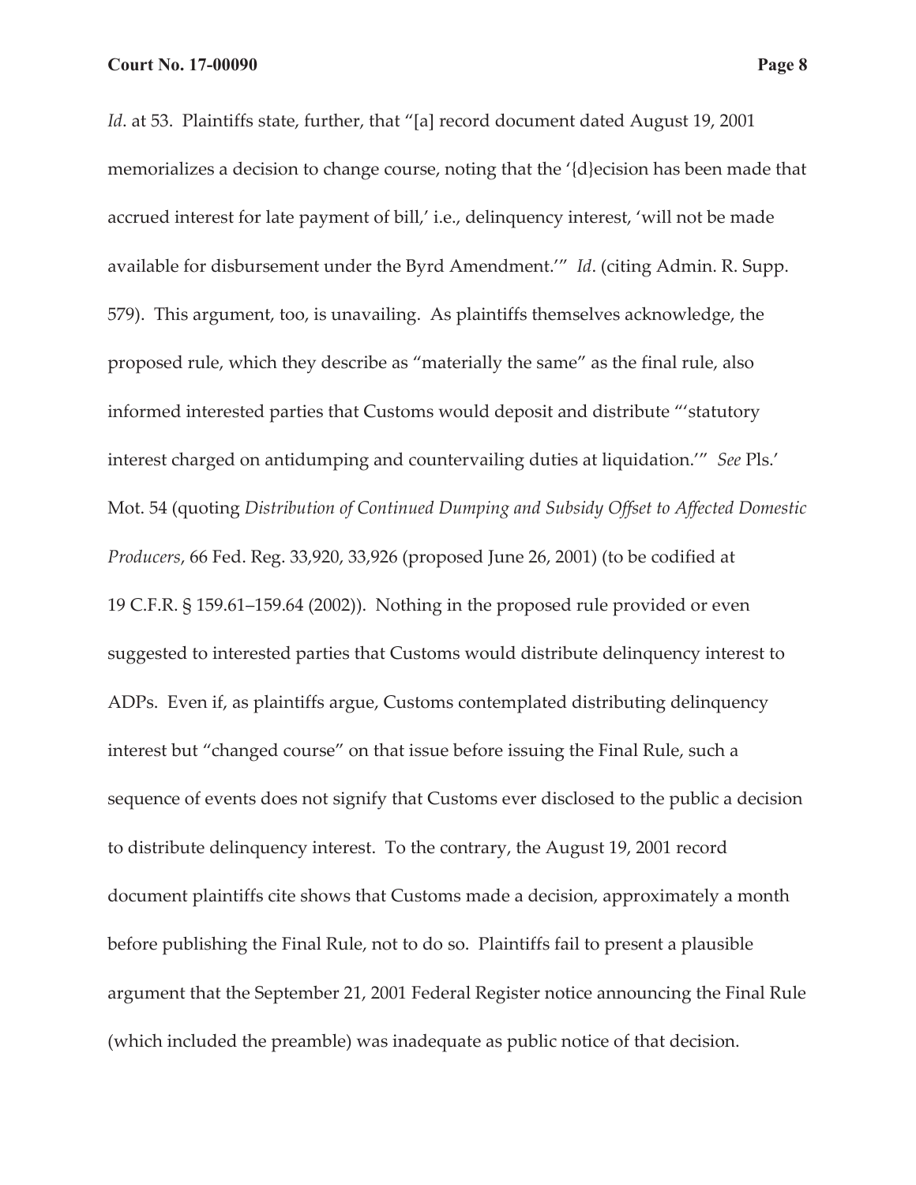*Id*. at 53. Plaintiffs state, further, that "[a] record document dated August 19, 2001 memorializes a decision to change course, noting that the '{d}ecision has been made that accrued interest for late payment of bill,' i.e., delinquency interest, 'will not be made available for disbursement under the Byrd Amendment.'" *Id*. (citing Admin. R. Supp. 579). This argument, too, is unavailing. As plaintiffs themselves acknowledge, the proposed rule, which they describe as "materially the same" as the final rule, also informed interested parties that Customs would deposit and distribute "'statutory interest charged on antidumping and countervailing duties at liquidation.'" *See* Pls.' Mot. 54 (quoting *Distribution of Continued Dumping and Subsidy Offset to Affected Domestic Producers*, 66 Fed. Reg. 33,920, 33,926 (proposed June 26, 2001) (to be codified at 19 C.F.R. § 159.61–159.64 (2002)). Nothing in the proposed rule provided or even suggested to interested parties that Customs would distribute delinquency interest to ADPs. Even if, as plaintiffs argue, Customs contemplated distributing delinquency interest but "changed course" on that issue before issuing the Final Rule, such a sequence of events does not signify that Customs ever disclosed to the public a decision to distribute delinquency interest. To the contrary, the August 19, 2001 record document plaintiffs cite shows that Customs made a decision, approximately a month before publishing the Final Rule, not to do so. Plaintiffs fail to present a plausible argument that the September 21, 2001 Federal Register notice announcing the Final Rule (which included the preamble) was inadequate as public notice of that decision.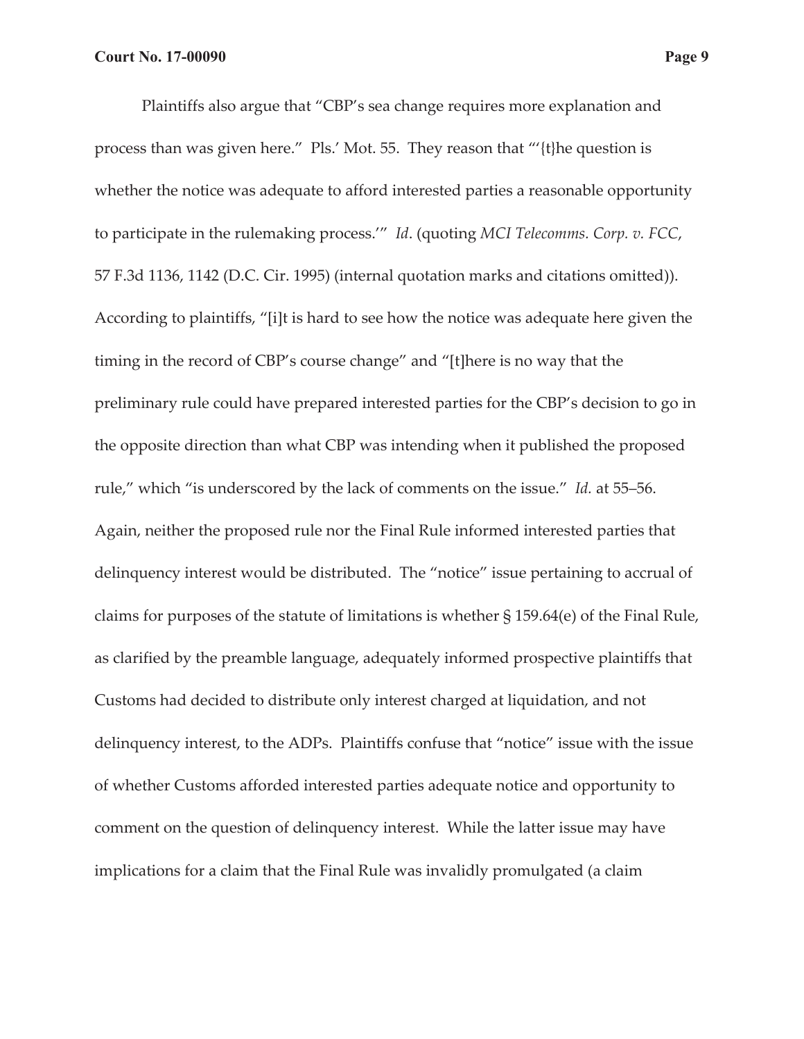Plaintiffs also argue that "CBP's sea change requires more explanation and process than was given here." Pls.' Mot. 55. They reason that "'{t}he question is whether the notice was adequate to afford interested parties a reasonable opportunity to participate in the rulemaking process.'" *Id*. (quoting *MCI Telecomms. Corp. v. FCC*, 57 F.3d 1136, 1142 (D.C. Cir. 1995) (internal quotation marks and citations omitted)). According to plaintiffs, "[i]t is hard to see how the notice was adequate here given the timing in the record of CBP's course change" and "[t]here is no way that the preliminary rule could have prepared interested parties for the CBP's decision to go in the opposite direction than what CBP was intending when it published the proposed rule," which "is underscored by the lack of comments on the issue." *Id.* at 55–56. Again, neither the proposed rule nor the Final Rule informed interested parties that delinquency interest would be distributed. The "notice" issue pertaining to accrual of claims for purposes of the statute of limitations is whether § 159.64(e) of the Final Rule, as clarified by the preamble language, adequately informed prospective plaintiffs that Customs had decided to distribute only interest charged at liquidation, and not delinquency interest, to the ADPs. Plaintiffs confuse that "notice" issue with the issue of whether Customs afforded interested parties adequate notice and opportunity to comment on the question of delinquency interest. While the latter issue may have implications for a claim that the Final Rule was invalidly promulgated (a claim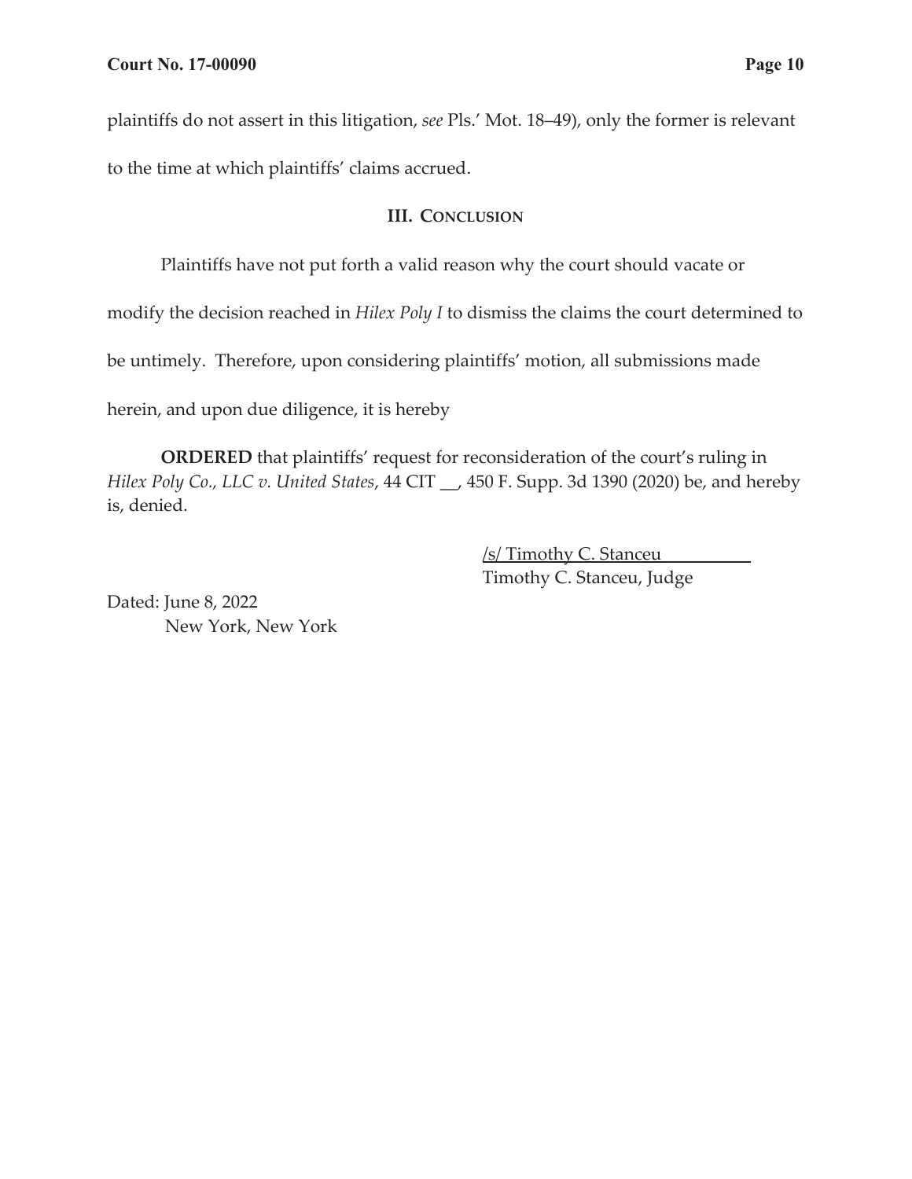plaintiffs do not assert in this litigation, *see* Pls.' Mot. 18–49), only the former is relevant to the time at which plaintiffs' claims accrued.

## III. CONCLUSION

Plaintiffs have not put forth a valid reason why the court should vacate or modify the decision reached in *Hilex Poly I* to dismiss the claims the court determined to be untimely. Therefore, upon considering plaintiffs' motion, all submissions made herein, and upon due diligence, it is hereby

**ORDERED** that plaintiffs' request for reconsideration of the court's ruling in *Hilex Poly Co., LLC v. United States*, 44 CIT __, 450 F. Supp. 3d 1390 (2020) be, and hereby is, denied.

/s/ Timothy C. Stanceu
Timothy C. Stanceu, Judge

Dated: June 8, 2022
New York, New York